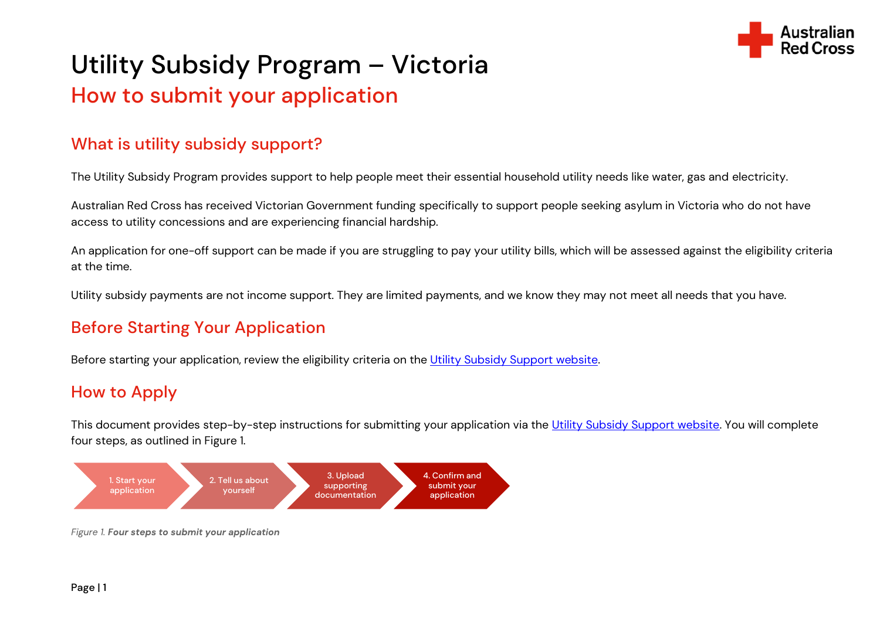# Utility Subsidy Program – Victoria

## How to submit your application

### What is utility subsidy support?

The Utility Subsidy Program provides support to help people meet their essential household utility needs like water, gas and electricity.

Australian Red Cross has received Victorian Government funding specifically to support people seeking asylum in Victoria who do not have access to utility concessions and are experiencing financial hardship.

An application for one-off support can be made if you are struggling to pay your utility bills, which will be assessed against the eligibility criteria at the time.

Utility subsidy payments are not income support. They are limited payments, and we know they may not meet all needs that you have.

### Before Starting Your Application

Before starting your application, review the eligibility criteria on the Utility Subsidy Support website.

### How to Apply

This document provides step-by-step instructions for submitting your application via the Utility Subsidy Support website. You will complete four steps, as outlined in Figure 1.

1. Start your application
2. Tell us about yourself
3. Upload supporting documentation
4. Confirm and submit your application

*Figure 1.* ***Four steps to submit your application***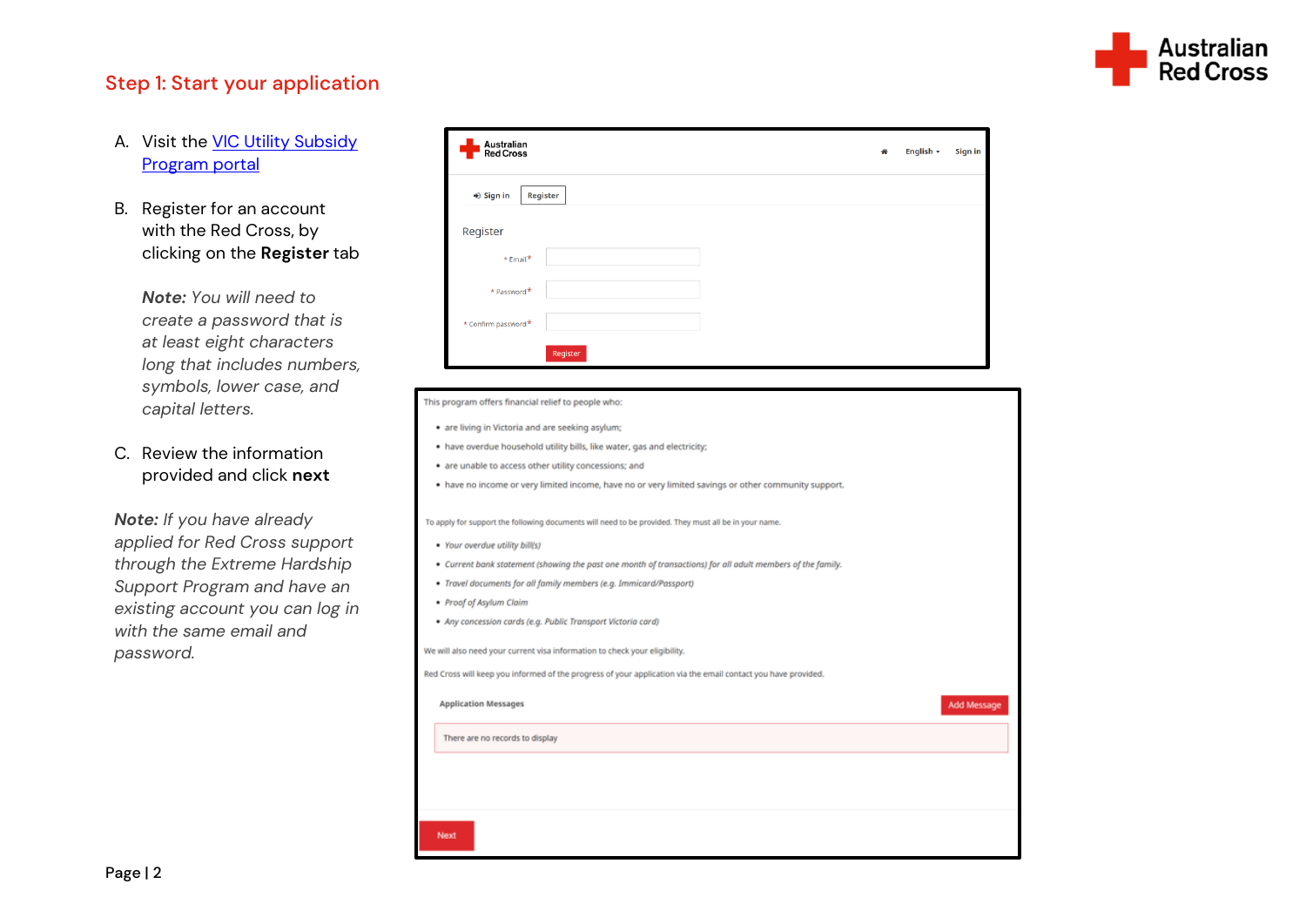## Step 1: Start your application

A. Visit the VIC Utility Subsidy Program portal

B. Register for an account with the Red Cross, by clicking on the **Register** tab

   ***Note:*** *You will need to create a password that is at least eight characters long that includes numbers, symbols, lower case, and capital letters.*

C. Review the information provided and click **next**

***Note:*** *If you have already applied for Red Cross support through the Extreme Hardship Support Program and have an existing account you can log in with the same email and password.*

Australian Red Cross

Sign in | Register

Register

* Email*

* Password*

* Confirm password*

Register

This program offers financial relief to people who:

- are living in Victoria and are seeking asylum;
- have overdue household utility bills, like water, gas and electricity;
- are unable to access other utility concessions; and
- have no income or very limited income, have no or very limited savings or other community support.

To apply for support the following documents will need to be provided. They must all be in your name.

- *Your overdue utility bill(s)*
- *Current bank statement (showing the past one month of transactions) for all adult members of the family.*
- *Travel documents for all family members (e.g. Immicard/Passport)*
- *Proof of Asylum Claim*
- *Any concession cards (e.g. Public Transport Victoria card)*

We will also need your current visa information to check your eligibility.

Red Cross will keep you informed of the progress of your application via the email contact you have provided.

Application Messages — Add Message

There are no records to display

Next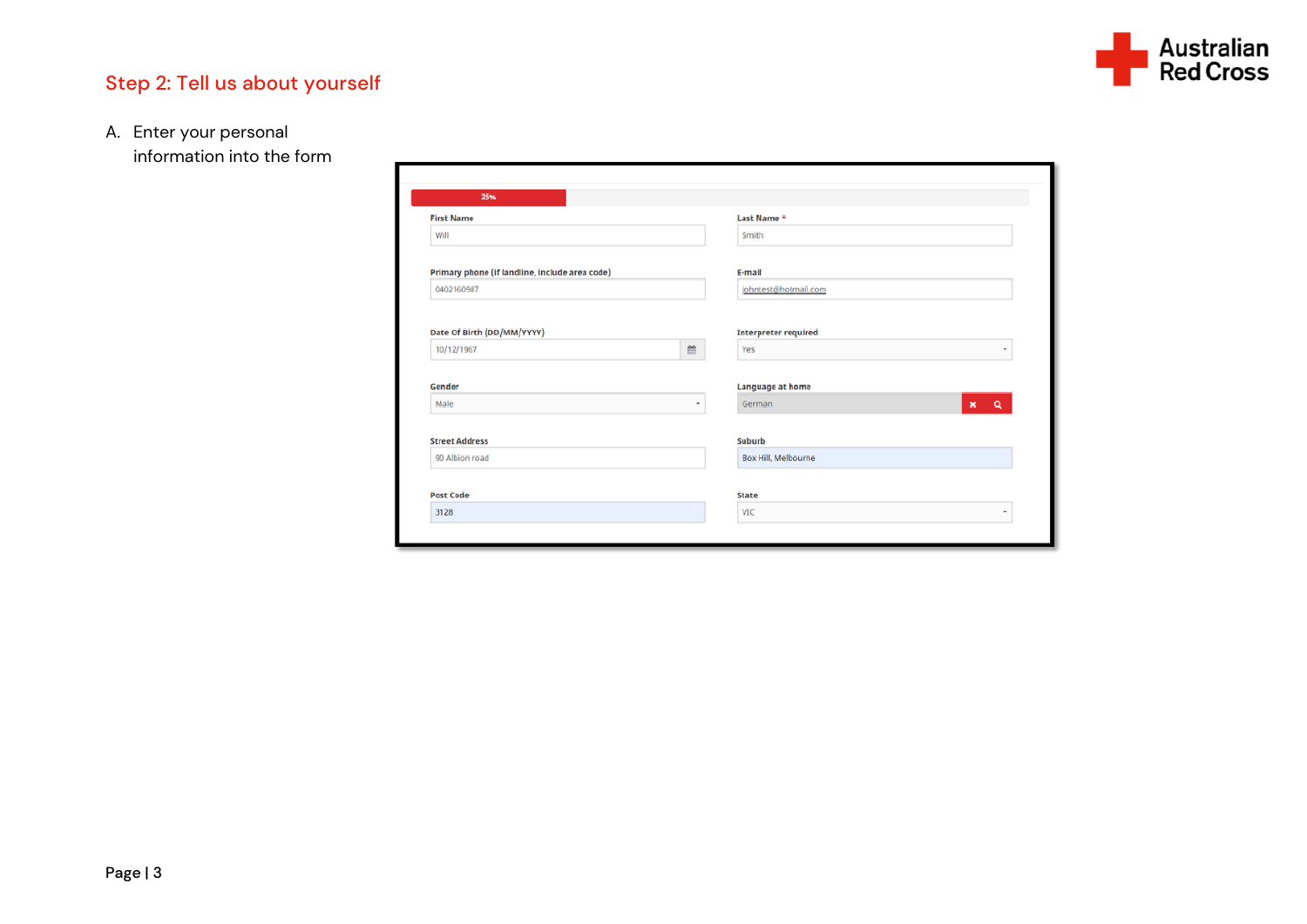## Step 2: Tell us about yourself

A. Enter your personal information into the form

25%

| First Name | Last Name * |
| --- | --- |
| Will | Smith |
| **Primary phone (if landline, include area code)** | **E-mail** |
| 0402160987 | johntest@hotmail.com |
| **Date Of Birth (DD/MM/YYYY)** | **Interpreter required** |
| 10/12/1967 | Yes |
| **Gender** | **Language at home** |
| Male | German |
| **Street Address** | **Suburb** |
| 90 Albion road | Box Hill, Melbourne |
| **Post Code** | **State** |
| 3128 | VIC |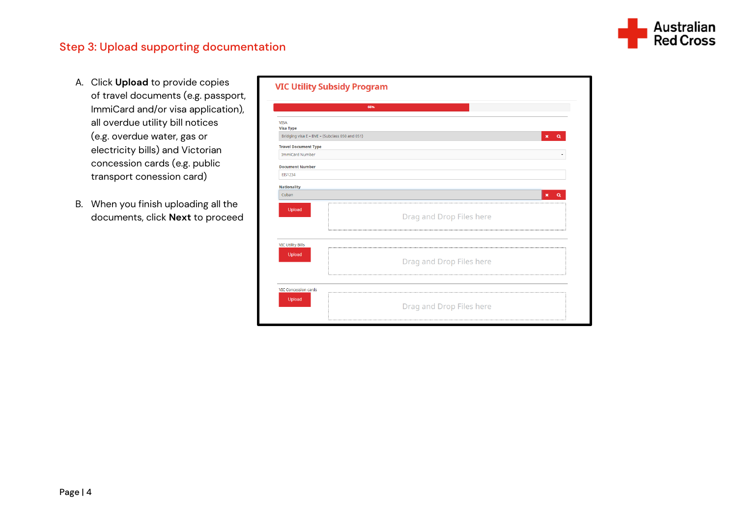## Step 3: Upload supporting documentation

A. Click **Upload** to provide copies of travel documents (e.g. passport, ImmiCard and/or visa application), all overdue utility bill notices (e.g. overdue water, gas or electricity bills) and Victorian concession cards (e.g. public transport conession card)

B. When you finish uploading all the documents, click **Next** to proceed

**VIC Utility Subsidy Program**

66%

VISA

**Visa Type**

Bridging visa E - BVE - (Subclass 050 and 051)

**Travel Document Type**

ImmiCard Number

**Document Number**

EIS1234

**Nationality**

Cuban

Upload — Drag and Drop Files here

VIC Utility Bills

Upload — Drag and Drop Files here

VIC Concession cards

Upload — Drag and Drop Files here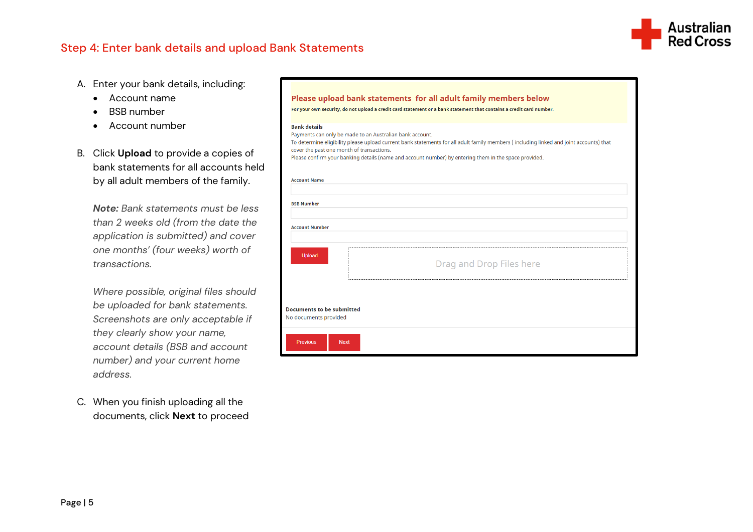## Step 4: Enter bank details and upload Bank Statements

A. Enter your bank details, including:
   - Account name
   - BSB number
   - Account number

B. Click **Upload** to provide a copies of bank statements for all accounts held by all adult members of the family.

   ***Note:*** *Bank statements must be less than 2 weeks old (from the date the application is submitted) and cover one months' (four weeks) worth of transactions.*

   *Where possible, original files should be uploaded for bank statements. Screenshots are only acceptable if they clearly show your name, account details (BSB and account number) and your current home address.*

C. When you finish uploading all the documents, click **Next** to proceed

**Please upload bank statements for all adult family members below**

**For your own security, do not upload a credit card statement or a bank statement that contains a credit card number.**

**Bank details**

Payments can only be made to an Australian bank account.

To determine eligibility please upload current bank statements for all adult family members ( including linked and joint accounts) that cover the past one month of transactions.

Please confirm your banking details (name and account number) by entering them in the space provided.

**Account Name**

**BSB Number**

**Account Number**

Upload

Drag and Drop Files here

**Documents to be submitted**

No documents provided

Previous | Next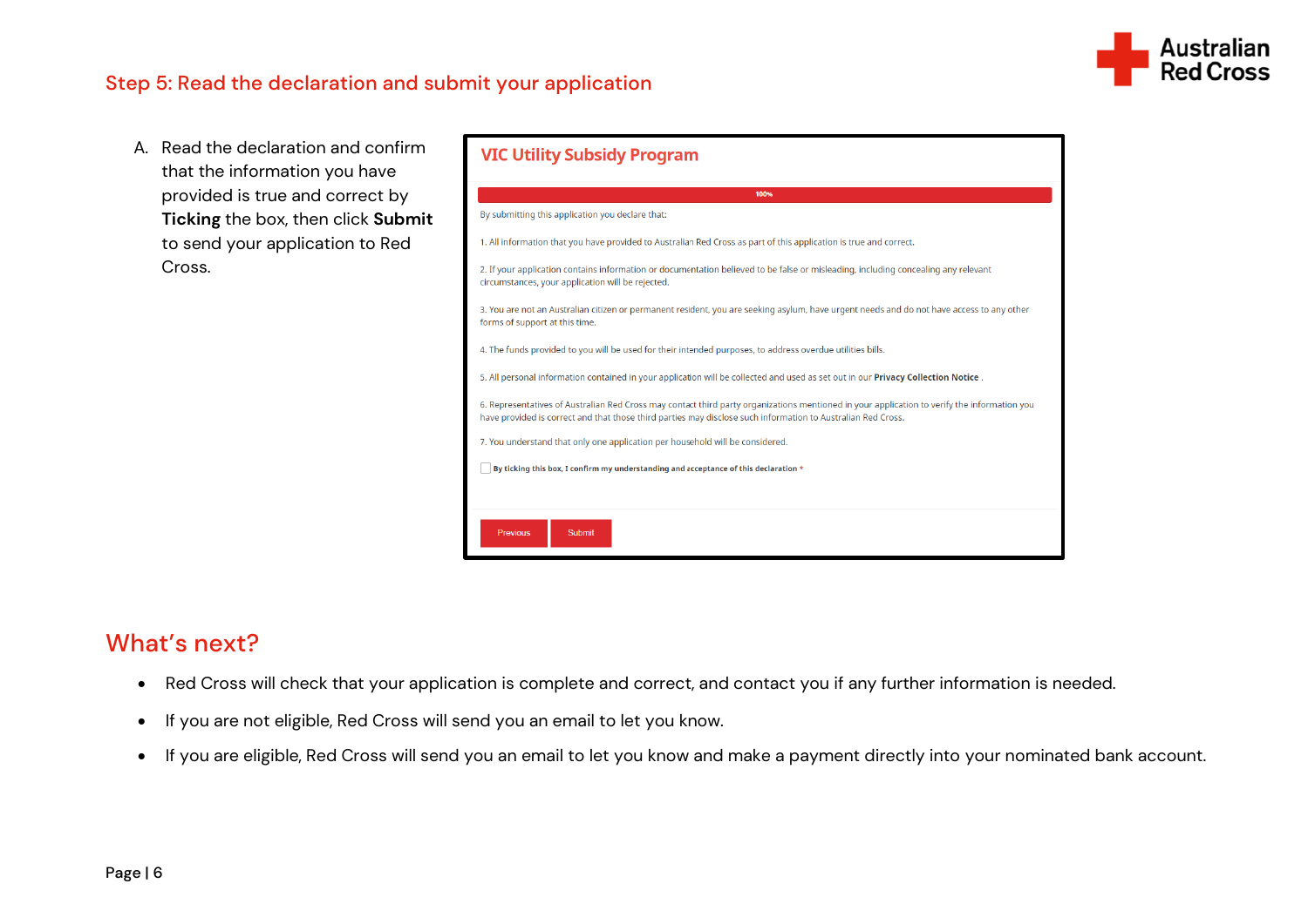## Step 5: Read the declaration and submit your application

A. Read the declaration and confirm that the information you have provided is true and correct by **Ticking** the box, then click **Submit** to send your application to Red Cross.

**VIC Utility Subsidy Program**

100%

By submitting this application you declare that:

1. All information that you have provided to Australian Red Cross as part of this application is true and correct.

2. If your application contains information or documentation believed to be false or misleading, including concealing any relevant circumstances, your application will be rejected.

3. You are not an Australian citizen or permanent resident, you are seeking asylum, have urgent needs and do not have access to any other forms of support at this time.

4. The funds provided to you will be used for their intended purposes, to address overdue utilities bills.

5. All personal information contained in your application will be collected and used as set out in our **Privacy Collection Notice** .

6. Representatives of Australian Red Cross may contact third party organizations mentioned in your application to verify the information you have provided is correct and that those third parties may disclose such information to Australian Red Cross.

7. You understand that only one application per household will be considered.

☐ **By ticking this box, I confirm my understanding and acceptance of this declaration** *

Previous | Submit

## What's next?

- Red Cross will check that your application is complete and correct, and contact you if any further information is needed.
- If you are not eligible, Red Cross will send you an email to let you know.
- If you are eligible, Red Cross will send you an email to let you know and make a payment directly into your nominated bank account.